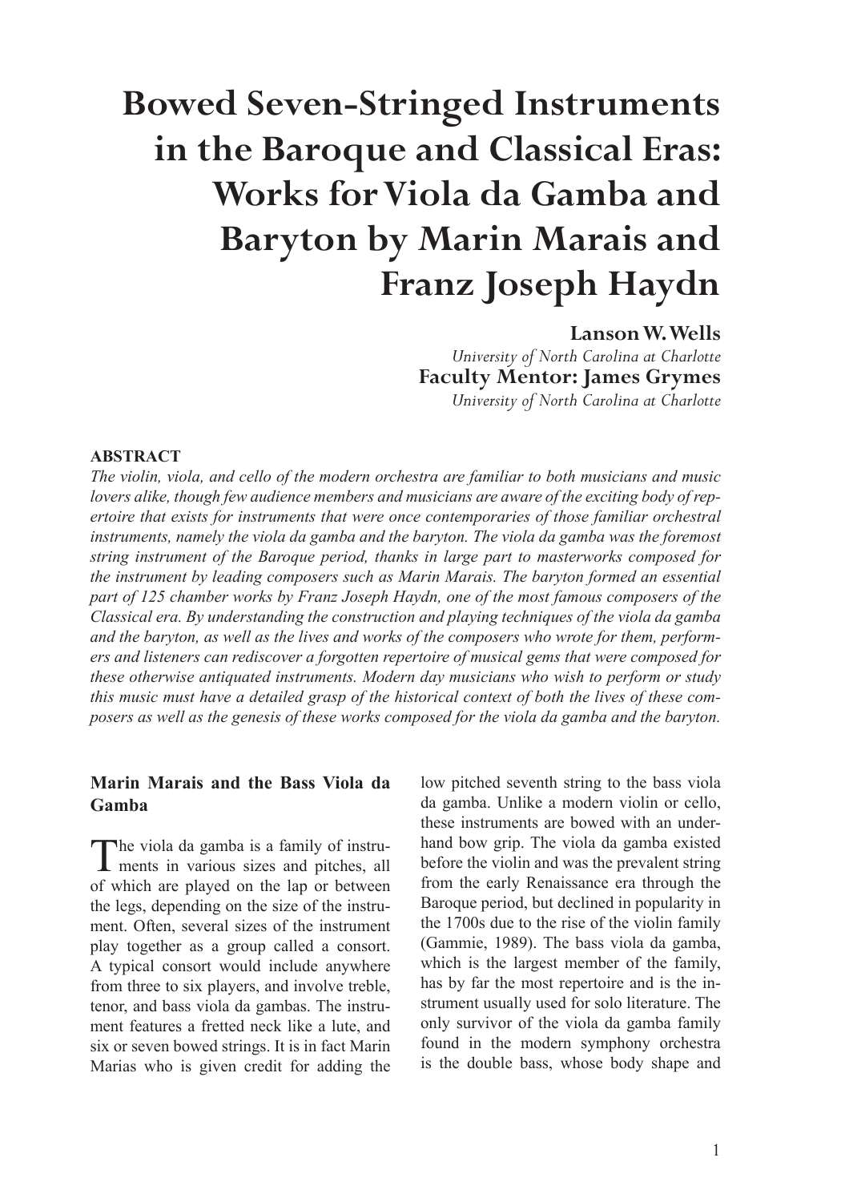# Bowed Seven-Stringed Instruments in the Baroque and Classical Eras: Works for Viola da Gamba and Baryton by Marin Marais and Franz Joseph Haydn

**Lanson W. Wells**
*University of North Carolina at Charlotte*
**Faculty Mentor: James Grymes**
*University of North Carolina at Charlotte*

#### ABSTRACT

*The violin, viola, and cello of the modern orchestra are familiar to both musicians and music lovers alike, though few audience members and musicians are aware of the exciting body of repertoire that exists for instruments that were once contemporaries of those familiar orchestral instruments, namely the viola da gamba and the baryton. The viola da gamba was the foremost string instrument of the Baroque period, thanks in large part to masterworks composed for the instrument by leading composers such as Marin Marais. The baryton formed an essential part of 125 chamber works by Franz Joseph Haydn, one of the most famous composers of the Classical era. By understanding the construction and playing techniques of the viola da gamba and the baryton, as well as the lives and works of the composers who wrote for them, performers and listeners can rediscover a forgotten repertoire of musical gems that were composed for these otherwise antiquated instruments. Modern day musicians who wish to perform or study this music must have a detailed grasp of the historical context of both the lives of these composers as well as the genesis of these works composed for the viola da gamba and the baryton.*

#### Marin Marais and the Bass Viola da Gamba

The viola da gamba is a family of instruments in various sizes and pitches, all of which are played on the lap or between the legs, depending on the size of the instrument. Often, several sizes of the instrument play together as a group called a consort. A typical consort would include anywhere from three to six players, and involve treble, tenor, and bass viola da gambas. The instrument features a fretted neck like a lute, and six or seven bowed strings. It is in fact Marin Marias who is given credit for adding the low pitched seventh string to the bass viola da gamba. Unlike a modern violin or cello, these instruments are bowed with an underhand bow grip. The viola da gamba existed before the violin and was the prevalent string from the early Renaissance era through the Baroque period, but declined in popularity in the 1700s due to the rise of the violin family (Gammie, 1989). The bass viola da gamba, which is the largest member of the family, has by far the most repertoire and is the instrument usually used for solo literature. The only survivor of the viola da gamba family found in the modern symphony orchestra is the double bass, whose body shape and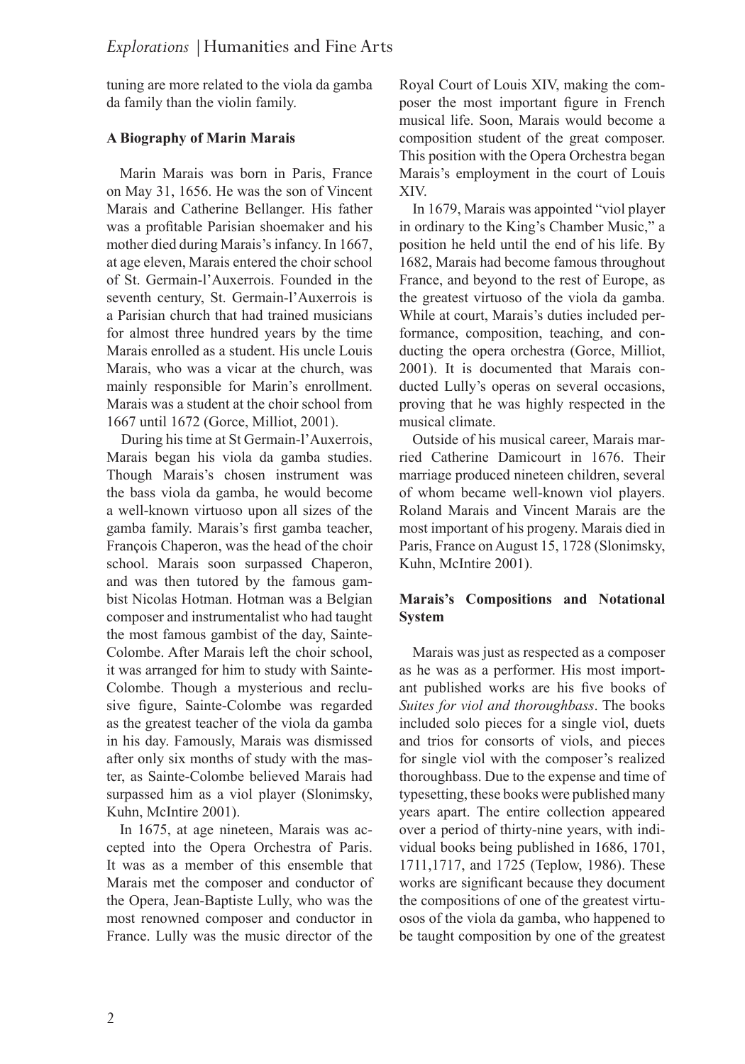tuning are more related to the viola da gamba da family than the violin family.

## A Biography of Marin Marais

Marin Marais was born in Paris, France on May 31, 1656. He was the son of Vincent Marais and Catherine Bellanger. His father was a profitable Parisian shoemaker and his mother died during Marais's infancy. In 1667, at age eleven, Marais entered the choir school of St. Germain-l'Auxerrois. Founded in the seventh century, St. Germain-l'Auxerrois is a Parisian church that had trained musicians for almost three hundred years by the time Marais enrolled as a student. His uncle Louis Marais, who was a vicar at the church, was mainly responsible for Marin's enrollment. Marais was a student at the choir school from 1667 until 1672 (Gorce, Milliot, 2001).

During his time at St Germain-l'Auxerrois, Marais began his viola da gamba studies. Though Marais's chosen instrument was the bass viola da gamba, he would become a well-known virtuoso upon all sizes of the gamba family. Marais's first gamba teacher, François Chaperon, was the head of the choir school. Marais soon surpassed Chaperon, and was then tutored by the famous gambist Nicolas Hotman. Hotman was a Belgian composer and instrumentalist who had taught the most famous gambist of the day, Sainte-Colombe. After Marais left the choir school, it was arranged for him to study with Sainte-Colombe. Though a mysterious and reclusive figure, Sainte-Colombe was regarded as the greatest teacher of the viola da gamba in his day. Famously, Marais was dismissed after only six months of study with the master, as Sainte-Colombe believed Marais had surpassed him as a viol player (Slonimsky, Kuhn, McIntire 2001).

In 1675, at age nineteen, Marais was accepted into the Opera Orchestra of Paris. It was as a member of this ensemble that Marais met the composer and conductor of the Opera, Jean-Baptiste Lully, who was the most renowned composer and conductor in France. Lully was the music director of the Royal Court of Louis XIV, making the composer the most important figure in French musical life. Soon, Marais would become a composition student of the great composer. This position with the Opera Orchestra began Marais's employment in the court of Louis XIV.

In 1679, Marais was appointed "viol player in ordinary to the King's Chamber Music," a position he held until the end of his life. By 1682, Marais had become famous throughout France, and beyond to the rest of Europe, as the greatest virtuoso of the viola da gamba. While at court, Marais's duties included performance, composition, teaching, and conducting the opera orchestra (Gorce, Milliot, 2001). It is documented that Marais conducted Lully's operas on several occasions, proving that he was highly respected in the musical climate.

Outside of his musical career, Marais married Catherine Damicourt in 1676. Their marriage produced nineteen children, several of whom became well-known viol players. Roland Marais and Vincent Marais are the most important of his progeny. Marais died in Paris, France on August 15, 1728 (Slonimsky, Kuhn, McIntire 2001).

## Marais's Compositions and Notational System

Marais was just as respected as a composer as he was as a performer. His most important published works are his five books of *Suites for viol and thoroughbass*. The books included solo pieces for a single viol, duets and trios for consorts of viols, and pieces for single viol with the composer's realized thoroughbass. Due to the expense and time of typesetting, these books were published many years apart. The entire collection appeared over a period of thirty-nine years, with individual books being published in 1686, 1701, 1711,1717, and 1725 (Teplow, 1986). These works are significant because they document the compositions of one of the greatest virtuosos of the viola da gamba, who happened to be taught composition by one of the greatest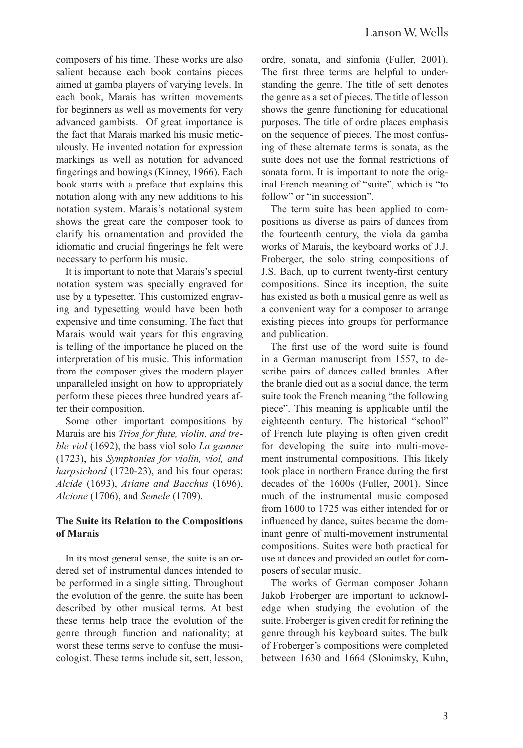composers of his time. These works are also salient because each book contains pieces aimed at gamba players of varying levels. In each book, Marais has written movements for beginners as well as movements for very advanced gambists. Of great importance is the fact that Marais marked his music meticulously. He invented notation for expression markings as well as notation for advanced fingerings and bowings (Kinney, 1966). Each book starts with a preface that explains this notation along with any new additions to his notation system. Marais's notational system shows the great care the composer took to clarify his ornamentation and provided the idiomatic and crucial fingerings he felt were necessary to perform his music.

It is important to note that Marais's special notation system was specially engraved for use by a typesetter. This customized engraving and typesetting would have been both expensive and time consuming. The fact that Marais would wait years for this engraving is telling of the importance he placed on the interpretation of his music. This information from the composer gives the modern player unparalleled insight on how to appropriately perform these pieces three hundred years after their composition.

Some other important compositions by Marais are his *Trios for flute, violin, and treble viol* (1692), the bass viol solo *La gamme* (1723), his *Symphonies for violin, viol, and harpsichord* (1720-23), and his four operas: *Alcide* (1693), *Ariane and Bacchus* (1696), *Alcione* (1706), and *Semele* (1709).

**The Suite its Relation to the Compositions of Marais**

In its most general sense, the suite is an ordered set of instrumental dances intended to be performed in a single sitting. Throughout the evolution of the genre, the suite has been described by other musical terms. At best these terms help trace the evolution of the genre through function and nationality; at worst these terms serve to confuse the musicologist. These terms include sit, sett, lesson, ordre, sonata, and sinfonia (Fuller, 2001). The first three terms are helpful to understanding the genre. The title of sett denotes the genre as a set of pieces. The title of lesson shows the genre functioning for educational purposes. The title of ordre places emphasis on the sequence of pieces. The most confusing of these alternate terms is sonata, as the suite does not use the formal restrictions of sonata form. It is important to note the original French meaning of "suite", which is "to follow" or "in succession".

The term suite has been applied to compositions as diverse as pairs of dances from the fourteenth century, the viola da gamba works of Marais, the keyboard works of J.J. Froberger, the solo string compositions of J.S. Bach, up to current twenty-first century compositions. Since its inception, the suite has existed as both a musical genre as well as a convenient way for a composer to arrange existing pieces into groups for performance and publication.

The first use of the word suite is found in a German manuscript from 1557, to describe pairs of dances called branles. After the branle died out as a social dance, the term suite took the French meaning "the following piece". This meaning is applicable until the eighteenth century. The historical "school" of French lute playing is often given credit for developing the suite into multi-movement instrumental compositions. This likely took place in northern France during the first decades of the 1600s (Fuller, 2001). Since much of the instrumental music composed from 1600 to 1725 was either intended for or influenced by dance, suites became the dominant genre of multi-movement instrumental compositions. Suites were both practical for use at dances and provided an outlet for composers of secular music.

The works of German composer Johann Jakob Froberger are important to acknowledge when studying the evolution of the suite. Froberger is given credit for refining the genre through his keyboard suites. The bulk of Froberger's compositions were completed between 1630 and 1664 (Slonimsky, Kuhn,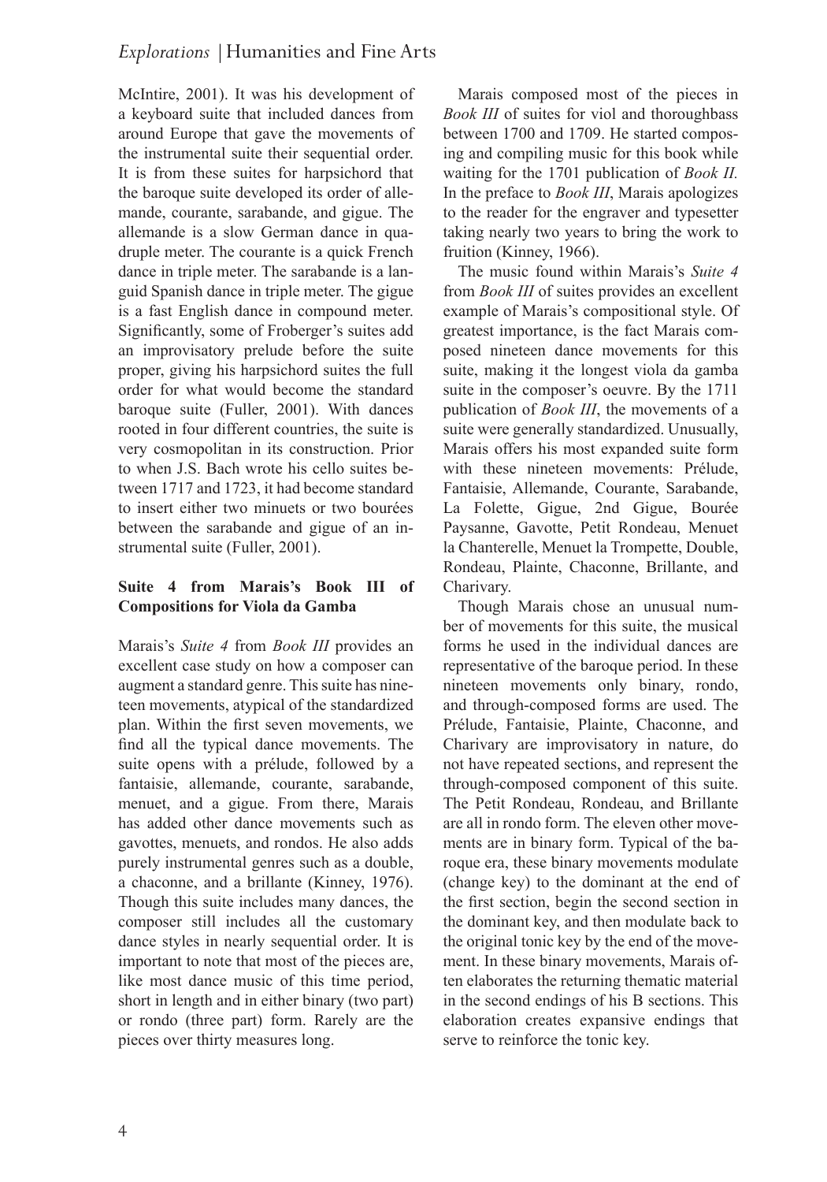McIntire, 2001). It was his development of a keyboard suite that included dances from around Europe that gave the movements of the instrumental suite their sequential order. It is from these suites for harpsichord that the baroque suite developed its order of allemande, courante, sarabande, and gigue. The allemande is a slow German dance in quadruple meter. The courante is a quick French dance in triple meter. The sarabande is a languid Spanish dance in triple meter. The gigue is a fast English dance in compound meter. Significantly, some of Froberger's suites add an improvisatory prelude before the suite proper, giving his harpsichord suites the full order for what would become the standard baroque suite (Fuller, 2001). With dances rooted in four different countries, the suite is very cosmopolitan in its construction. Prior to when J.S. Bach wrote his cello suites between 1717 and 1723, it had become standard to insert either two minuets or two bourées between the sarabande and gigue of an instrumental suite (Fuller, 2001).

### Suite 4 from Marais's Book III of Compositions for Viola da Gamba

Marais's *Suite 4* from *Book III* provides an excellent case study on how a composer can augment a standard genre. This suite has nineteen movements, atypical of the standardized plan. Within the first seven movements, we find all the typical dance movements. The suite opens with a prélude, followed by a fantaisie, allemande, courante, sarabande, menuet, and a gigue. From there, Marais has added other dance movements such as gavottes, menuets, and rondos. He also adds purely instrumental genres such as a double, a chaconne, and a brillante (Kinney, 1976). Though this suite includes many dances, the composer still includes all the customary dance styles in nearly sequential order. It is important to note that most of the pieces are, like most dance music of this time period, short in length and in either binary (two part) or rondo (three part) form. Rarely are the pieces over thirty measures long.

Marais composed most of the pieces in *Book III* of suites for viol and thoroughbass between 1700 and 1709. He started composing and compiling music for this book while waiting for the 1701 publication of *Book II.* In the preface to *Book III*, Marais apologizes to the reader for the engraver and typesetter taking nearly two years to bring the work to fruition (Kinney, 1966).

The music found within Marais's *Suite 4* from *Book III* of suites provides an excellent example of Marais's compositional style. Of greatest importance, is the fact Marais composed nineteen dance movements for this suite, making it the longest viola da gamba suite in the composer's oeuvre. By the 1711 publication of *Book III*, the movements of a suite were generally standardized. Unusually, Marais offers his most expanded suite form with these nineteen movements: Prélude, Fantaisie, Allemande, Courante, Sarabande, La Folette, Gigue, 2nd Gigue, Bourée Paysanne, Gavotte, Petit Rondeau, Menuet la Chanterelle, Menuet la Trompette, Double, Rondeau, Plainte, Chaconne, Brillante, and Charivary.

Though Marais chose an unusual number of movements for this suite, the musical forms he used in the individual dances are representative of the baroque period. In these nineteen movements only binary, rondo, and through-composed forms are used. The Prélude, Fantaisie, Plainte, Chaconne, and Charivary are improvisatory in nature, do not have repeated sections, and represent the through-composed component of this suite. The Petit Rondeau, Rondeau, and Brillante are all in rondo form. The eleven other movements are in binary form. Typical of the baroque era, these binary movements modulate (change key) to the dominant at the end of the first section, begin the second section in the dominant key, and then modulate back to the original tonic key by the end of the movement. In these binary movements, Marais often elaborates the returning thematic material in the second endings of his B sections. This elaboration creates expansive endings that serve to reinforce the tonic key.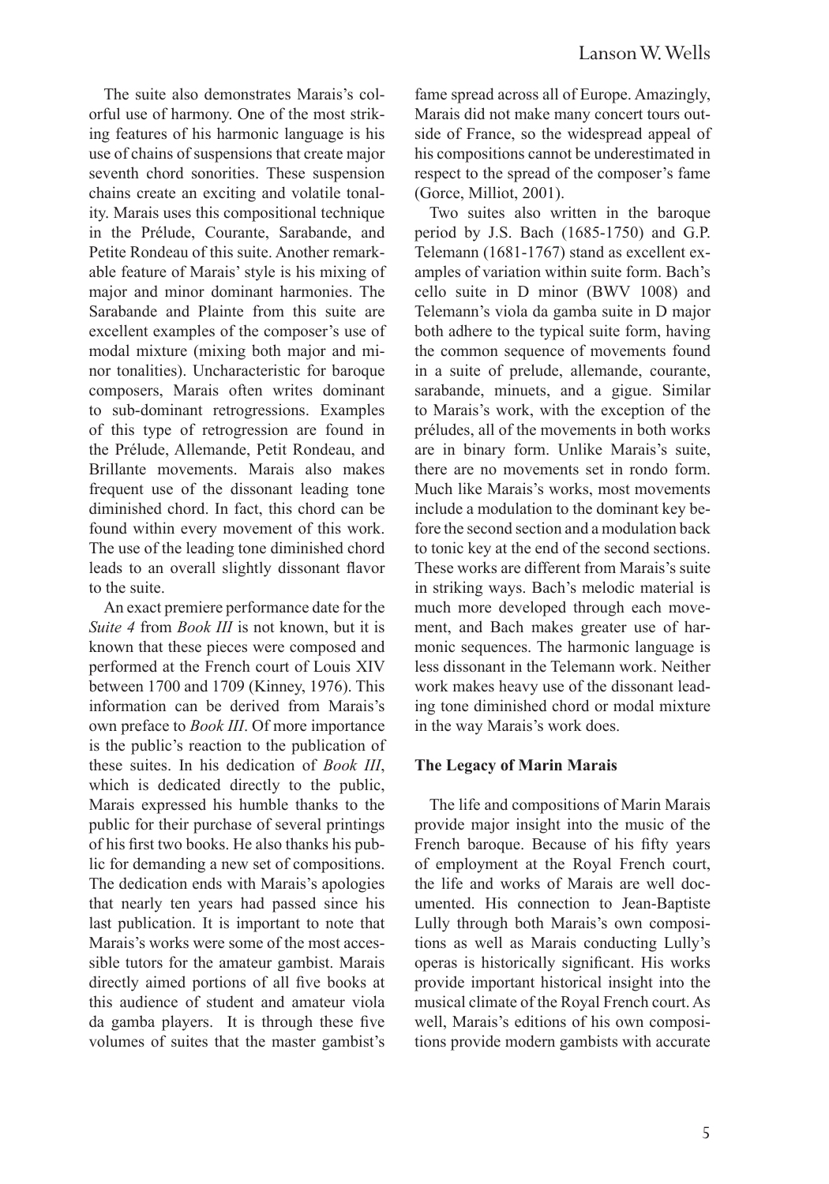The suite also demonstrates Marais's colorful use of harmony. One of the most striking features of his harmonic language is his use of chains of suspensions that create major seventh chord sonorities. These suspension chains create an exciting and volatile tonality. Marais uses this compositional technique in the Prélude, Courante, Sarabande, and Petite Rondeau of this suite. Another remarkable feature of Marais' style is his mixing of major and minor dominant harmonies. The Sarabande and Plainte from this suite are excellent examples of the composer's use of modal mixture (mixing both major and minor tonalities). Uncharacteristic for baroque composers, Marais often writes dominant to sub-dominant retrogressions. Examples of this type of retrogression are found in the Prélude, Allemande, Petit Rondeau, and Brillante movements. Marais also makes frequent use of the dissonant leading tone diminished chord. In fact, this chord can be found within every movement of this work. The use of the leading tone diminished chord leads to an overall slightly dissonant flavor to the suite.

An exact premiere performance date for the *Suite 4* from *Book III* is not known, but it is known that these pieces were composed and performed at the French court of Louis XIV between 1700 and 1709 (Kinney, 1976). This information can be derived from Marais's own preface to *Book III*. Of more importance is the public's reaction to the publication of these suites. In his dedication of *Book III*, which is dedicated directly to the public, Marais expressed his humble thanks to the public for their purchase of several printings of his first two books. He also thanks his public for demanding a new set of compositions. The dedication ends with Marais's apologies that nearly ten years had passed since his last publication. It is important to note that Marais's works were some of the most accessible tutors for the amateur gambist. Marais directly aimed portions of all five books at this audience of student and amateur viola da gamba players. It is through these five volumes of suites that the master gambist's fame spread across all of Europe. Amazingly, Marais did not make many concert tours outside of France, so the widespread appeal of his compositions cannot be underestimated in respect to the spread of the composer's fame (Gorce, Milliot, 2001).

Two suites also written in the baroque period by J.S. Bach (1685-1750) and G.P. Telemann (1681-1767) stand as excellent examples of variation within suite form. Bach's cello suite in D minor (BWV 1008) and Telemann's viola da gamba suite in D major both adhere to the typical suite form, having the common sequence of movements found in a suite of prelude, allemande, courante, sarabande, minuets, and a gigue. Similar to Marais's work, with the exception of the préludes, all of the movements in both works are in binary form. Unlike Marais's suite, there are no movements set in rondo form. Much like Marais's works, most movements include a modulation to the dominant key before the second section and a modulation back to tonic key at the end of the second sections. These works are different from Marais's suite in striking ways. Bach's melodic material is much more developed through each movement, and Bach makes greater use of harmonic sequences. The harmonic language is less dissonant in the Telemann work. Neither work makes heavy use of the dissonant leading tone diminished chord or modal mixture in the way Marais's work does.

**The Legacy of Marin Marais**

The life and compositions of Marin Marais provide major insight into the music of the French baroque. Because of his fifty years of employment at the Royal French court, the life and works of Marais are well documented. His connection to Jean-Baptiste Lully through both Marais's own compositions as well as Marais conducting Lully's operas is historically significant. His works provide important historical insight into the musical climate of the Royal French court. As well, Marais's editions of his own compositions provide modern gambists with accurate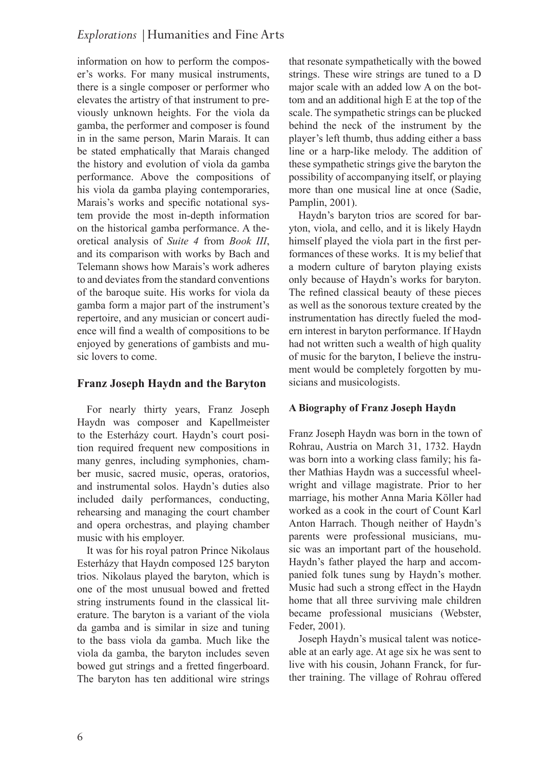information on how to perform the composer's works. For many musical instruments, there is a single composer or performer who elevates the artistry of that instrument to previously unknown heights. For the viola da gamba, the performer and composer is found in in the same person, Marin Marais. It can be stated emphatically that Marais changed the history and evolution of viola da gamba performance. Above the compositions of his viola da gamba playing contemporaries, Marais's works and specific notational system provide the most in-depth information on the historical gamba performance. A theoretical analysis of *Suite 4* from *Book III*, and its comparison with works by Bach and Telemann shows how Marais's work adheres to and deviates from the standard conventions of the baroque suite. His works for viola da gamba form a major part of the instrument's repertoire, and any musician or concert audience will find a wealth of compositions to be enjoyed by generations of gambists and music lovers to come.

## Franz Joseph Haydn and the Baryton

For nearly thirty years, Franz Joseph Haydn was composer and Kapellmeister to the Esterházy court. Haydn's court position required frequent new compositions in many genres, including symphonies, chamber music, sacred music, operas, oratorios, and instrumental solos. Haydn's duties also included daily performances, conducting, rehearsing and managing the court chamber and opera orchestras, and playing chamber music with his employer.

It was for his royal patron Prince Nikolaus Esterházy that Haydn composed 125 baryton trios. Nikolaus played the baryton, which is one of the most unusual bowed and fretted string instruments found in the classical literature. The baryton is a variant of the viola da gamba and is similar in size and tuning to the bass viola da gamba. Much like the viola da gamba, the baryton includes seven bowed gut strings and a fretted fingerboard. The baryton has ten additional wire strings that resonate sympathetically with the bowed strings. These wire strings are tuned to a D major scale with an added low A on the bottom and an additional high E at the top of the scale. The sympathetic strings can be plucked behind the neck of the instrument by the player's left thumb, thus adding either a bass line or a harp-like melody. The addition of these sympathetic strings give the baryton the possibility of accompanying itself, or playing more than one musical line at once (Sadie, Pamplin, 2001).

Haydn's baryton trios are scored for baryton, viola, and cello, and it is likely Haydn himself played the viola part in the first performances of these works. It is my belief that a modern culture of baryton playing exists only because of Haydn's works for baryton. The refined classical beauty of these pieces as well as the sonorous texture created by the instrumentation has directly fueled the modern interest in baryton performance. If Haydn had not written such a wealth of high quality of music for the baryton, I believe the instrument would be completely forgotten by musicians and musicologists.

### A Biography of Franz Joseph Haydn

Franz Joseph Haydn was born in the town of Rohrau, Austria on March 31, 1732. Haydn was born into a working class family; his father Mathias Haydn was a successful wheelwright and village magistrate. Prior to her marriage, his mother Anna Maria Köller had worked as a cook in the court of Count Karl Anton Harrach. Though neither of Haydn's parents were professional musicians, music was an important part of the household. Haydn's father played the harp and accompanied folk tunes sung by Haydn's mother. Music had such a strong effect in the Haydn home that all three surviving male children became professional musicians (Webster, Feder, 2001).

Joseph Haydn's musical talent was noticeable at an early age. At age six he was sent to live with his cousin, Johann Franck, for further training. The village of Rohrau offered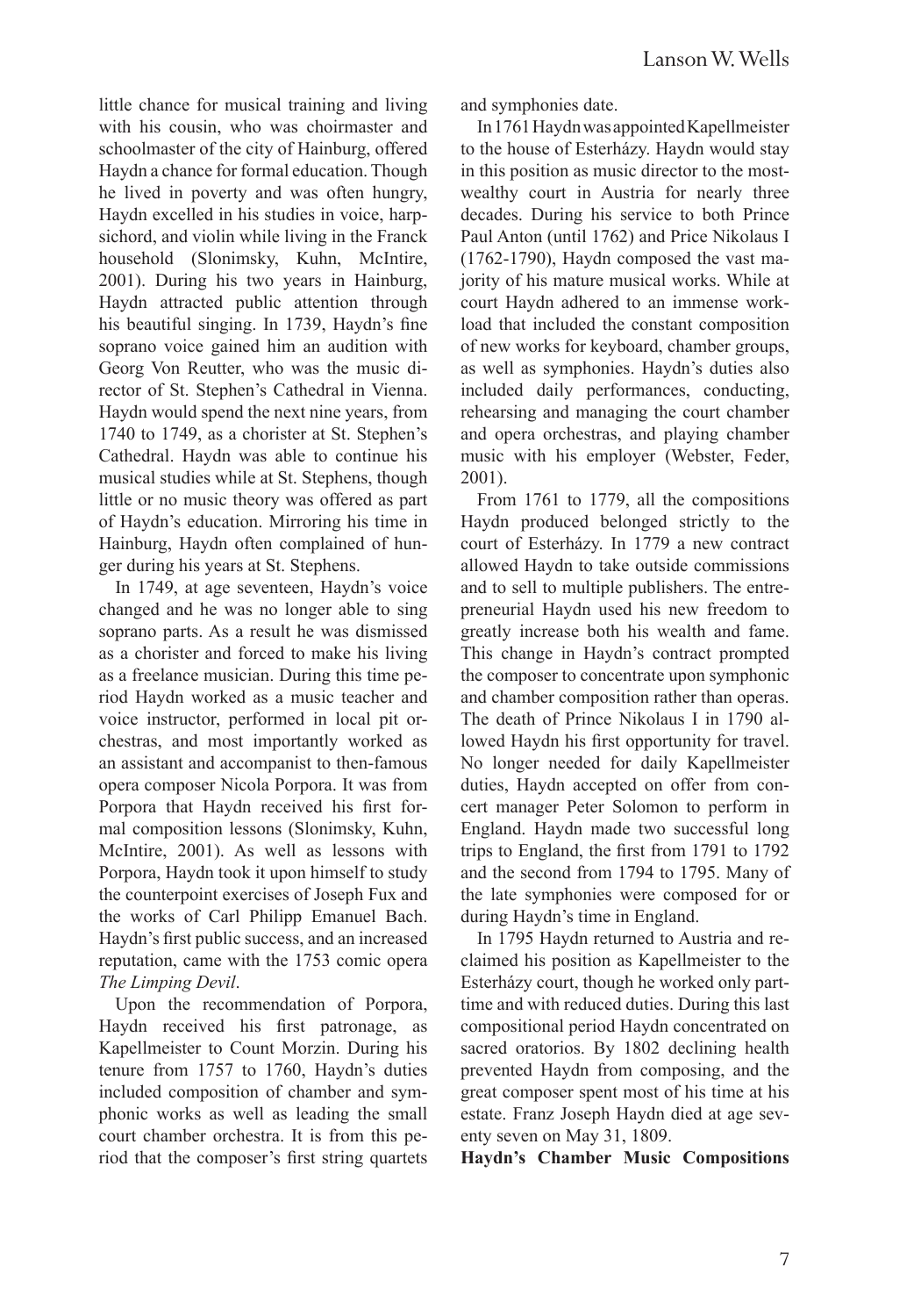little chance for musical training and living with his cousin, who was choirmaster and schoolmaster of the city of Hainburg, offered Haydn a chance for formal education. Though he lived in poverty and was often hungry, Haydn excelled in his studies in voice, harpsichord, and violin while living in the Franck household (Slonimsky, Kuhn, McIntire, 2001). During his two years in Hainburg, Haydn attracted public attention through his beautiful singing. In 1739, Haydn's fine soprano voice gained him an audition with Georg Von Reutter, who was the music director of St. Stephen's Cathedral in Vienna. Haydn would spend the next nine years, from 1740 to 1749, as a chorister at St. Stephen's Cathedral. Haydn was able to continue his musical studies while at St. Stephens, though little or no music theory was offered as part of Haydn's education. Mirroring his time in Hainburg, Haydn often complained of hunger during his years at St. Stephens.

In 1749, at age seventeen, Haydn's voice changed and he was no longer able to sing soprano parts. As a result he was dismissed as a chorister and forced to make his living as a freelance musician. During this time period Haydn worked as a music teacher and voice instructor, performed in local pit orchestras, and most importantly worked as an assistant and accompanist to then-famous opera composer Nicola Porpora. It was from Porpora that Haydn received his first formal composition lessons (Slonimsky, Kuhn, McIntire, 2001). As well as lessons with Porpora, Haydn took it upon himself to study the counterpoint exercises of Joseph Fux and the works of Carl Philipp Emanuel Bach. Haydn's first public success, and an increased reputation, came with the 1753 comic opera *The Limping Devil*.

Upon the recommendation of Porpora, Haydn received his first patronage, as Kapellmeister to Count Morzin. During his tenure from 1757 to 1760, Haydn's duties included composition of chamber and symphonic works as well as leading the small court chamber orchestra. It is from this period that the composer's first string quartets and symphonies date.

In 1761 Haydn was appointed Kapellmeister to the house of Esterházy. Haydn would stay in this position as music director to the most-wealthy court in Austria for nearly three decades. During his service to both Prince Paul Anton (until 1762) and Price Nikolaus I (1762-1790), Haydn composed the vast majority of his mature musical works. While at court Haydn adhered to an immense workload that included the constant composition of new works for keyboard, chamber groups, as well as symphonies. Haydn's duties also included daily performances, conducting, rehearsing and managing the court chamber and opera orchestras, and playing chamber music with his employer (Webster, Feder, 2001).

From 1761 to 1779, all the compositions Haydn produced belonged strictly to the court of Esterházy. In 1779 a new contract allowed Haydn to take outside commissions and to sell to multiple publishers. The entrepreneurial Haydn used his new freedom to greatly increase both his wealth and fame. This change in Haydn's contract prompted the composer to concentrate upon symphonic and chamber composition rather than operas. The death of Prince Nikolaus I in 1790 allowed Haydn his first opportunity for travel. No longer needed for daily Kapellmeister duties, Haydn accepted on offer from concert manager Peter Solomon to perform in England. Haydn made two successful long trips to England, the first from 1791 to 1792 and the second from 1794 to 1795. Many of the late symphonies were composed for or during Haydn's time in England.

In 1795 Haydn returned to Austria and reclaimed his position as Kapellmeister to the Esterházy court, though he worked only part-time and with reduced duties. During this last compositional period Haydn concentrated on sacred oratorios. By 1802 declining health prevented Haydn from composing, and the great composer spent most of his time at his estate. Franz Joseph Haydn died at age seventy seven on May 31, 1809.

**Haydn's Chamber Music Compositions**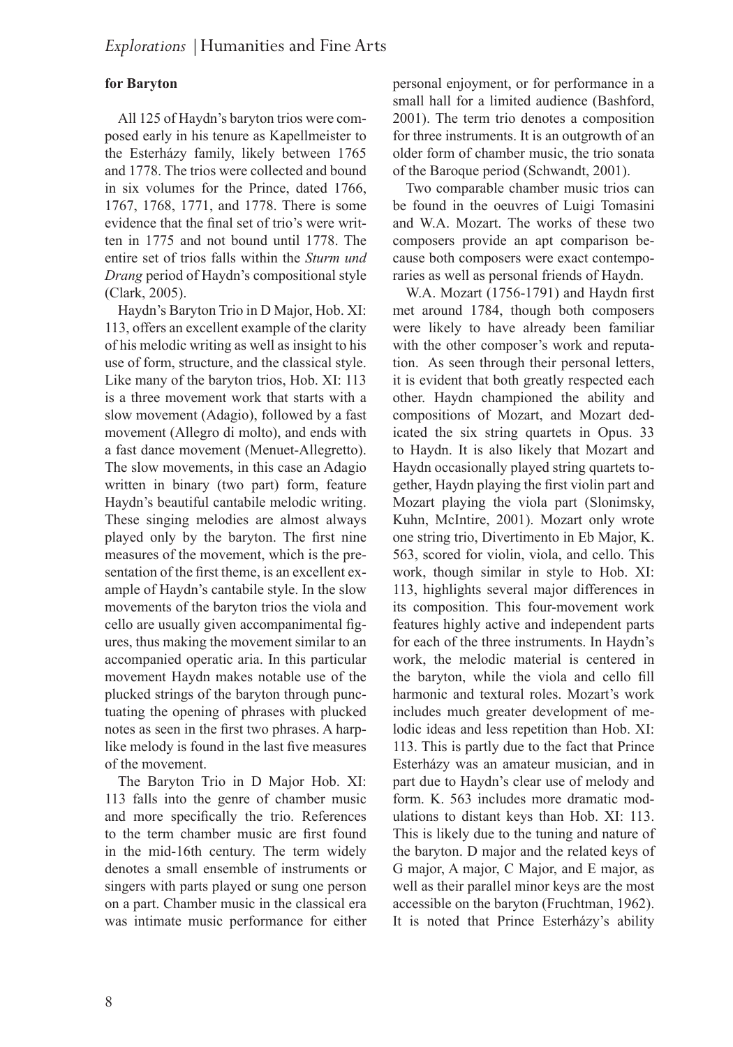**for Baryton**

All 125 of Haydn's baryton trios were composed early in his tenure as Kapellmeister to the Esterházy family, likely between 1765 and 1778. The trios were collected and bound in six volumes for the Prince, dated 1766, 1767, 1768, 1771, and 1778. There is some evidence that the final set of trio's were written in 1775 and not bound until 1778. The entire set of trios falls within the *Sturm und Drang* period of Haydn's compositional style (Clark, 2005).

Haydn's Baryton Trio in D Major, Hob. XI: 113, offers an excellent example of the clarity of his melodic writing as well as insight to his use of form, structure, and the classical style. Like many of the baryton trios, Hob. XI: 113 is a three movement work that starts with a slow movement (Adagio), followed by a fast movement (Allegro di molto), and ends with a fast dance movement (Menuet-Allegretto). The slow movements, in this case an Adagio written in binary (two part) form, feature Haydn's beautiful cantabile melodic writing. These singing melodies are almost always played only by the baryton. The first nine measures of the movement, which is the presentation of the first theme, is an excellent example of Haydn's cantabile style. In the slow movements of the baryton trios the viola and cello are usually given accompanimental figures, thus making the movement similar to an accompanied operatic aria. In this particular movement Haydn makes notable use of the plucked strings of the baryton through punctuating the opening of phrases with plucked notes as seen in the first two phrases. A harp-like melody is found in the last five measures of the movement.

The Baryton Trio in D Major Hob. XI: 113 falls into the genre of chamber music and more specifically the trio. References to the term chamber music are first found in the mid-16th century. The term widely denotes a small ensemble of instruments or singers with parts played or sung one person on a part. Chamber music in the classical era was intimate music performance for either personal enjoyment, or for performance in a small hall for a limited audience (Bashford, 2001). The term trio denotes a composition for three instruments. It is an outgrowth of an older form of chamber music, the trio sonata of the Baroque period (Schwandt, 2001).

Two comparable chamber music trios can be found in the oeuvres of Luigi Tomasini and W.A. Mozart. The works of these two composers provide an apt comparison because both composers were exact contemporaries as well as personal friends of Haydn.

W.A. Mozart (1756-1791) and Haydn first met around 1784, though both composers were likely to have already been familiar with the other composer's work and reputation. As seen through their personal letters, it is evident that both greatly respected each other. Haydn championed the ability and compositions of Mozart, and Mozart dedicated the six string quartets in Opus. 33 to Haydn. It is also likely that Mozart and Haydn occasionally played string quartets together, Haydn playing the first violin part and Mozart playing the viola part (Slonimsky, Kuhn, McIntire, 2001). Mozart only wrote one string trio, Divertimento in Eb Major, K. 563, scored for violin, viola, and cello. This work, though similar in style to Hob. XI: 113, highlights several major differences in its composition. This four-movement work features highly active and independent parts for each of the three instruments. In Haydn's work, the melodic material is centered in the baryton, while the viola and cello fill harmonic and textural roles. Mozart's work includes much greater development of melodic ideas and less repetition than Hob. XI: 113. This is partly due to the fact that Prince Esterházy was an amateur musician, and in part due to Haydn's clear use of melody and form. K. 563 includes more dramatic modulations to distant keys than Hob. XI: 113. This is likely due to the tuning and nature of the baryton. D major and the related keys of G major, A major, C Major, and E major, as well as their parallel minor keys are the most accessible on the baryton (Fruchtman, 1962). It is noted that Prince Esterházy's ability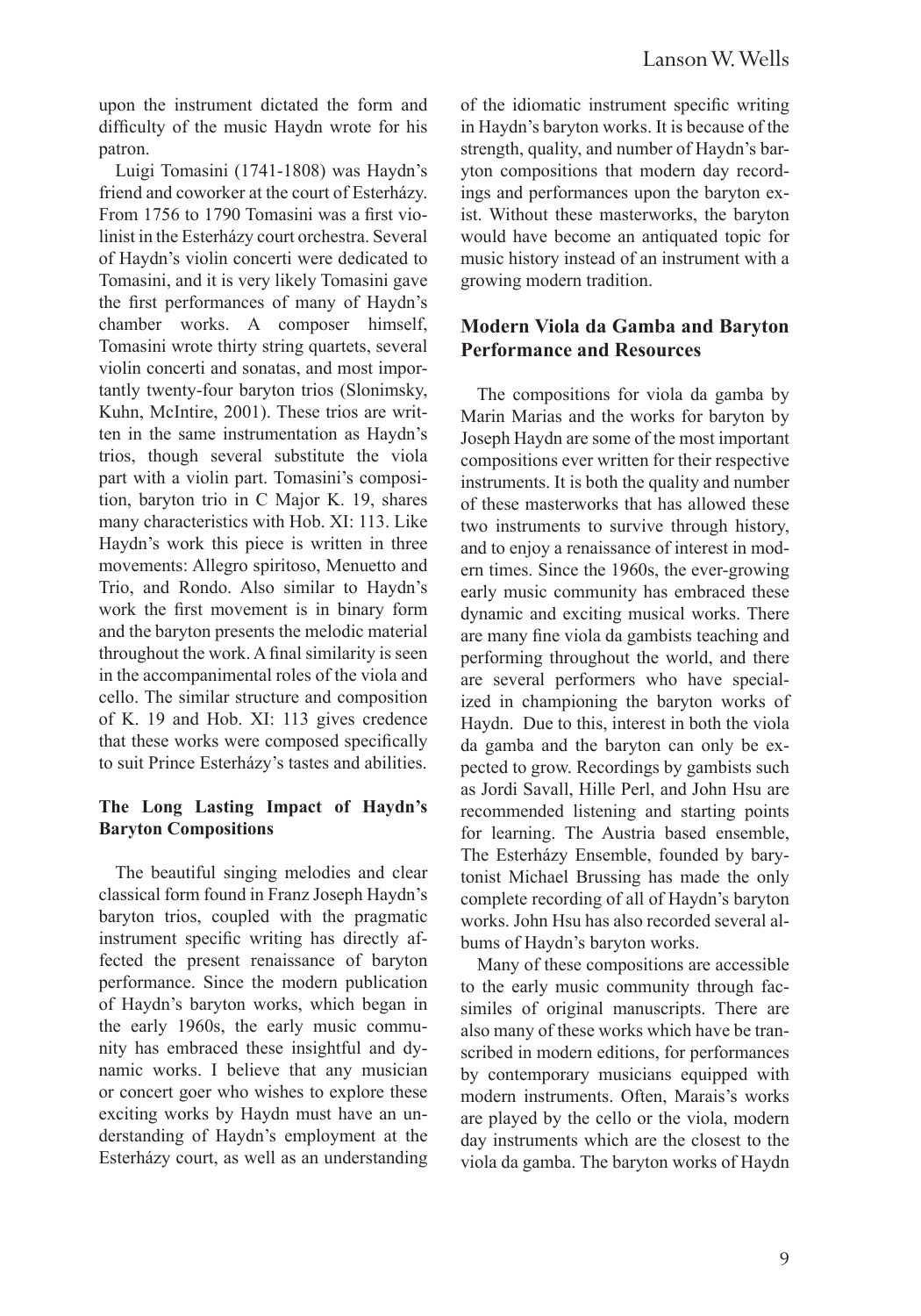upon the instrument dictated the form and difficulty of the music Haydn wrote for his patron.

Luigi Tomasini (1741-1808) was Haydn's friend and coworker at the court of Esterházy. From 1756 to 1790 Tomasini was a first violinist in the Esterházy court orchestra. Several of Haydn's violin concerti were dedicated to Tomasini, and it is very likely Tomasini gave the first performances of many of Haydn's chamber works. A composer himself, Tomasini wrote thirty string quartets, several violin concerti and sonatas, and most importantly twenty-four baryton trios (Slonimsky, Kuhn, McIntire, 2001). These trios are written in the same instrumentation as Haydn's trios, though several substitute the viola part with a violin part. Tomasini's composition, baryton trio in C Major K. 19, shares many characteristics with Hob. XI: 113. Like Haydn's work this piece is written in three movements: Allegro spiritoso, Menuetto and Trio, and Rondo. Also similar to Haydn's work the first movement is in binary form and the baryton presents the melodic material throughout the work. A final similarity is seen in the accompanimental roles of the viola and cello. The similar structure and composition of K. 19 and Hob. XI: 113 gives credence that these works were composed specifically to suit Prince Esterházy's tastes and abilities.

## The Long Lasting Impact of Haydn's Baryton Compositions

The beautiful singing melodies and clear classical form found in Franz Joseph Haydn's baryton trios, coupled with the pragmatic instrument specific writing has directly affected the present renaissance of baryton performance. Since the modern publication of Haydn's baryton works, which began in the early 1960s, the early music community has embraced these insightful and dynamic works. I believe that any musician or concert goer who wishes to explore these exciting works by Haydn must have an understanding of Haydn's employment at the Esterházy court, as well as an understanding of the idiomatic instrument specific writing in Haydn's baryton works. It is because of the strength, quality, and number of Haydn's baryton compositions that modern day recordings and performances upon the baryton exist. Without these masterworks, the baryton would have become an antiquated topic for music history instead of an instrument with a growing modern tradition.

## Modern Viola da Gamba and Baryton Performance and Resources

The compositions for viola da gamba by Marin Marias and the works for baryton by Joseph Haydn are some of the most important compositions ever written for their respective instruments. It is both the quality and number of these masterworks that has allowed these two instruments to survive through history, and to enjoy a renaissance of interest in modern times. Since the 1960s, the ever-growing early music community has embraced these dynamic and exciting musical works. There are many fine viola da gambists teaching and performing throughout the world, and there are several performers who have specialized in championing the baryton works of Haydn. Due to this, interest in both the viola da gamba and the baryton can only be expected to grow. Recordings by gambists such as Jordi Savall, Hille Perl, and John Hsu are recommended listening and starting points for learning. The Austria based ensemble, The Esterházy Ensemble, founded by barytonist Michael Brussing has made the only complete recording of all of Haydn's baryton works. John Hsu has also recorded several albums of Haydn's baryton works.

Many of these compositions are accessible to the early music community through facsimiles of original manuscripts. There are also many of these works which have be transcribed in modern editions, for performances by contemporary musicians equipped with modern instruments. Often, Marais's works are played by the cello or the viola, modern day instruments which are the closest to the viola da gamba. The baryton works of Haydn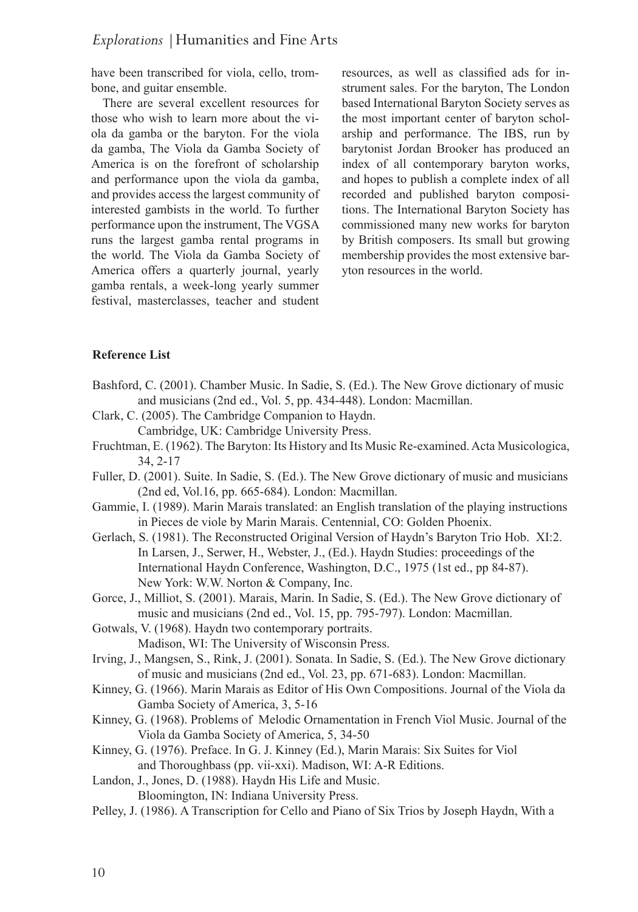have been transcribed for viola, cello, trombone, and guitar ensemble.

There are several excellent resources for those who wish to learn more about the viola da gamba or the baryton. For the viola da gamba, The Viola da Gamba Society of America is on the forefront of scholarship and performance upon the viola da gamba, and provides access the largest community of interested gambists in the world. To further performance upon the instrument, The VGSA runs the largest gamba rental programs in the world. The Viola da Gamba Society of America offers a quarterly journal, yearly gamba rentals, a week-long yearly summer festival, masterclasses, teacher and student resources, as well as classified ads for instrument sales. For the baryton, The London based International Baryton Society serves as the most important center of baryton scholarship and performance. The IBS, run by barytonist Jordan Brooker has produced an index of all contemporary baryton works, and hopes to publish a complete index of all recorded and published baryton compositions. The International Baryton Society has commissioned many new works for baryton by British composers. Its small but growing membership provides the most extensive baryton resources in the world.

**Reference List**

Bashford, C. (2001). Chamber Music. In Sadie, S. (Ed.). The New Grove dictionary of music and musicians (2nd ed., Vol. 5, pp. 434-448). London: Macmillan.

Clark, C. (2005). The Cambridge Companion to Haydn. Cambridge, UK: Cambridge University Press.

Fruchtman, E. (1962). The Baryton: Its History and Its Music Re-examined. Acta Musicologica, 34, 2-17

Fuller, D. (2001). Suite. In Sadie, S. (Ed.). The New Grove dictionary of music and musicians (2nd ed, Vol.16, pp. 665-684). London: Macmillan.

Gammie, I. (1989). Marin Marais translated: an English translation of the playing instructions in Pieces de viole by Marin Marais. Centennial, CO: Golden Phoenix.

Gerlach, S. (1981). The Reconstructed Original Version of Haydn's Baryton Trio Hob. XI:2. In Larsen, J., Serwer, H., Webster, J., (Ed.). Haydn Studies: proceedings of the International Haydn Conference, Washington, D.C., 1975 (1st ed., pp 84-87). New York: W.W. Norton & Company, Inc.

Gorce, J., Milliot, S. (2001). Marais, Marin. In Sadie, S. (Ed.). The New Grove dictionary of music and musicians (2nd ed., Vol. 15, pp. 795-797). London: Macmillan.

Gotwals, V. (1968). Haydn two contemporary portraits. Madison, WI: The University of Wisconsin Press.

Irving, J., Mangsen, S., Rink, J. (2001). Sonata. In Sadie, S. (Ed.). The New Grove dictionary of music and musicians (2nd ed., Vol. 23, pp. 671-683). London: Macmillan.

Kinney, G. (1966). Marin Marais as Editor of His Own Compositions. Journal of the Viola da Gamba Society of America, 3, 5-16

Kinney, G. (1968). Problems of Melodic Ornamentation in French Viol Music. Journal of the Viola da Gamba Society of America, 5, 34-50

Kinney, G. (1976). Preface. In G. J. Kinney (Ed.), Marin Marais: Six Suites for Viol and Thoroughbass (pp. vii-xxi). Madison, WI: A-R Editions.

Landon, J., Jones, D. (1988). Haydn His Life and Music. Bloomington, IN: Indiana University Press.

Pelley, J. (1986). A Transcription for Cello and Piano of Six Trios by Joseph Haydn, With a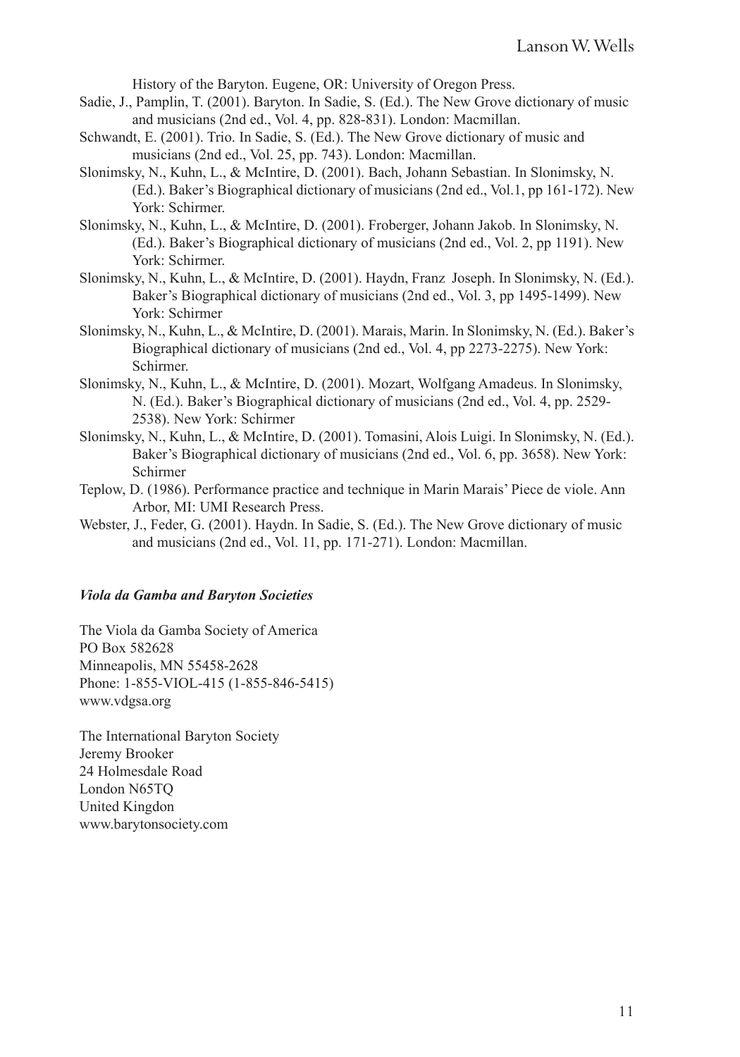History of the Baryton. Eugene, OR: University of Oregon Press.

Sadie, J., Pamplin, T. (2001). Baryton. In Sadie, S. (Ed.). The New Grove dictionary of music and musicians (2nd ed., Vol. 4, pp. 828-831). London: Macmillan.

Schwandt, E. (2001). Trio. In Sadie, S. (Ed.). The New Grove dictionary of music and musicians (2nd ed., Vol. 25, pp. 743). London: Macmillan.

Slonimsky, N., Kuhn, L., & McIntire, D. (2001). Bach, Johann Sebastian. In Slonimsky, N. (Ed.). Baker's Biographical dictionary of musicians (2nd ed., Vol.1, pp 161-172). New York: Schirmer.

Slonimsky, N., Kuhn, L., & McIntire, D. (2001). Froberger, Johann Jakob. In Slonimsky, N. (Ed.). Baker's Biographical dictionary of musicians (2nd ed., Vol. 2, pp 1191). New York: Schirmer.

Slonimsky, N., Kuhn, L., & McIntire, D. (2001). Haydn, Franz Joseph. In Slonimsky, N. (Ed.). Baker's Biographical dictionary of musicians (2nd ed., Vol. 3, pp 1495-1499). New York: Schirmer

Slonimsky, N., Kuhn, L., & McIntire, D. (2001). Marais, Marin. In Slonimsky, N. (Ed.). Baker's Biographical dictionary of musicians (2nd ed., Vol. 4, pp 2273-2275). New York: Schirmer.

Slonimsky, N., Kuhn, L., & McIntire, D. (2001). Mozart, Wolfgang Amadeus. In Slonimsky, N. (Ed.). Baker's Biographical dictionary of musicians (2nd ed., Vol. 4, pp. 2529-2538). New York: Schirmer

Slonimsky, N., Kuhn, L., & McIntire, D. (2001). Tomasini, Alois Luigi. In Slonimsky, N. (Ed.). Baker's Biographical dictionary of musicians (2nd ed., Vol. 6, pp. 3658). New York: Schirmer

Teplow, D. (1986). Performance practice and technique in Marin Marais' Piece de viole. Ann Arbor, MI: UMI Research Press.

Webster, J., Feder, G. (2001). Haydn. In Sadie, S. (Ed.). The New Grove dictionary of music and musicians (2nd ed., Vol. 11, pp. 171-271). London: Macmillan.

### *Viola da Gamba and Baryton Societies*

The Viola da Gamba Society of America  
PO Box 582628  
Minneapolis, MN 55458-2628  
Phone: 1-855-VIOL-415 (1-855-846-5415)  
www.vdgsa.org

The International Baryton Society  
Jeremy Brooker  
24 Holmesdale Road  
London N65TQ  
United Kingdon  
www.barytonsociety.com